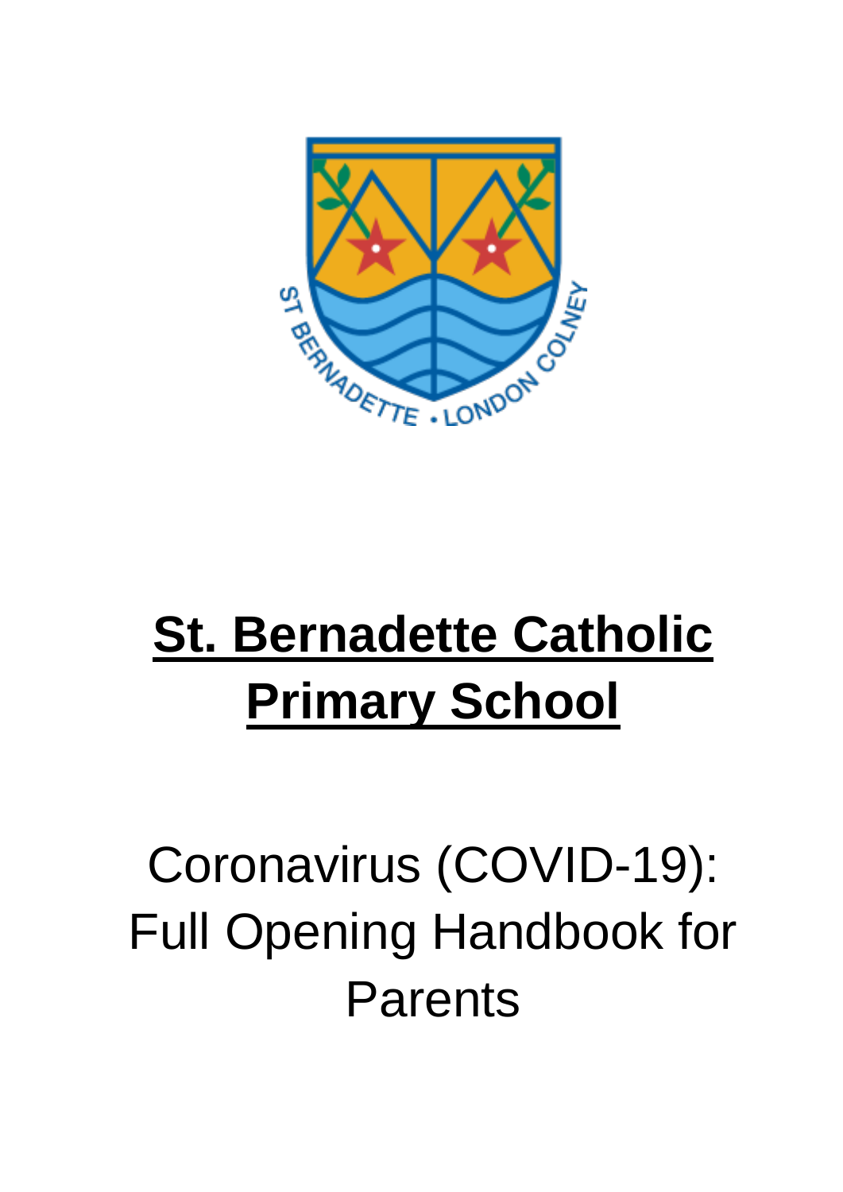# St. Bernadette Catholic Primary School

Coronavirus (COVID-19): Full Opening Handbook for Parents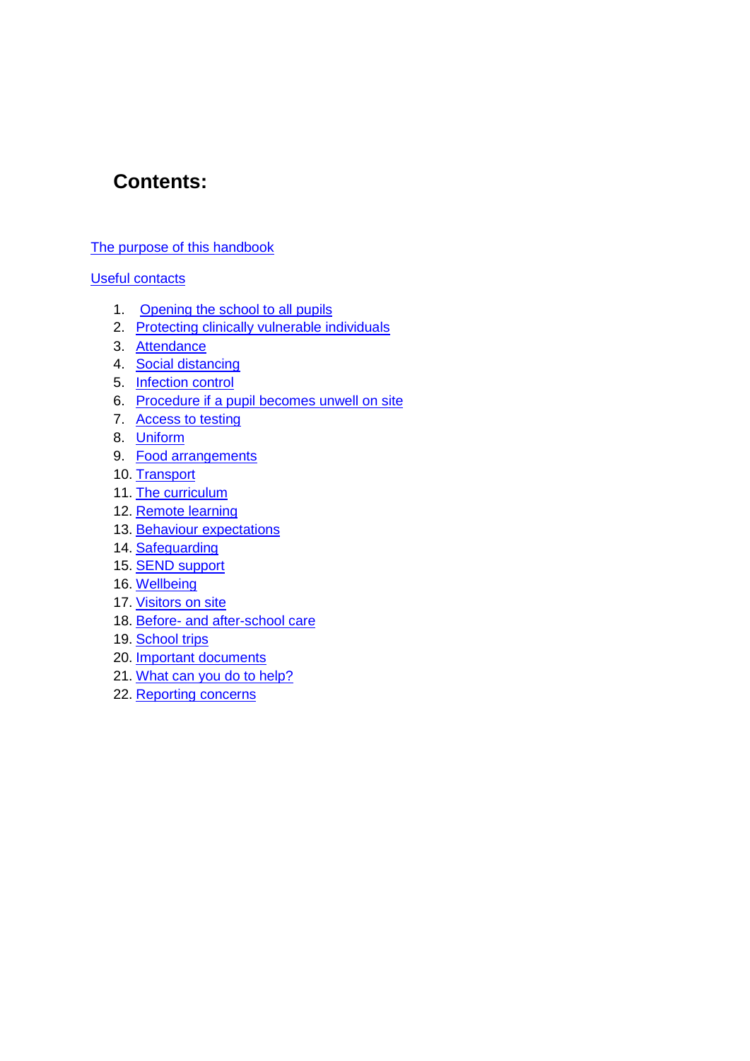## Contents:

The purpose of this handbook

Useful contacts

1. Opening the school to all pupils
2. Protecting clinically vulnerable individuals
3. Attendance
4. Social distancing
5. Infection control
6. Procedure if a pupil becomes unwell on site
7. Access to testing
8. Uniform
9. Food arrangements
10. Transport
11. The curriculum
12. Remote learning
13. Behaviour expectations
14. Safeguarding
15. SEND support
16. Wellbeing
17. Visitors on site
18. Before- and after-school care
19. School trips
20. Important documents
21. What can you do to help?
22. Reporting concerns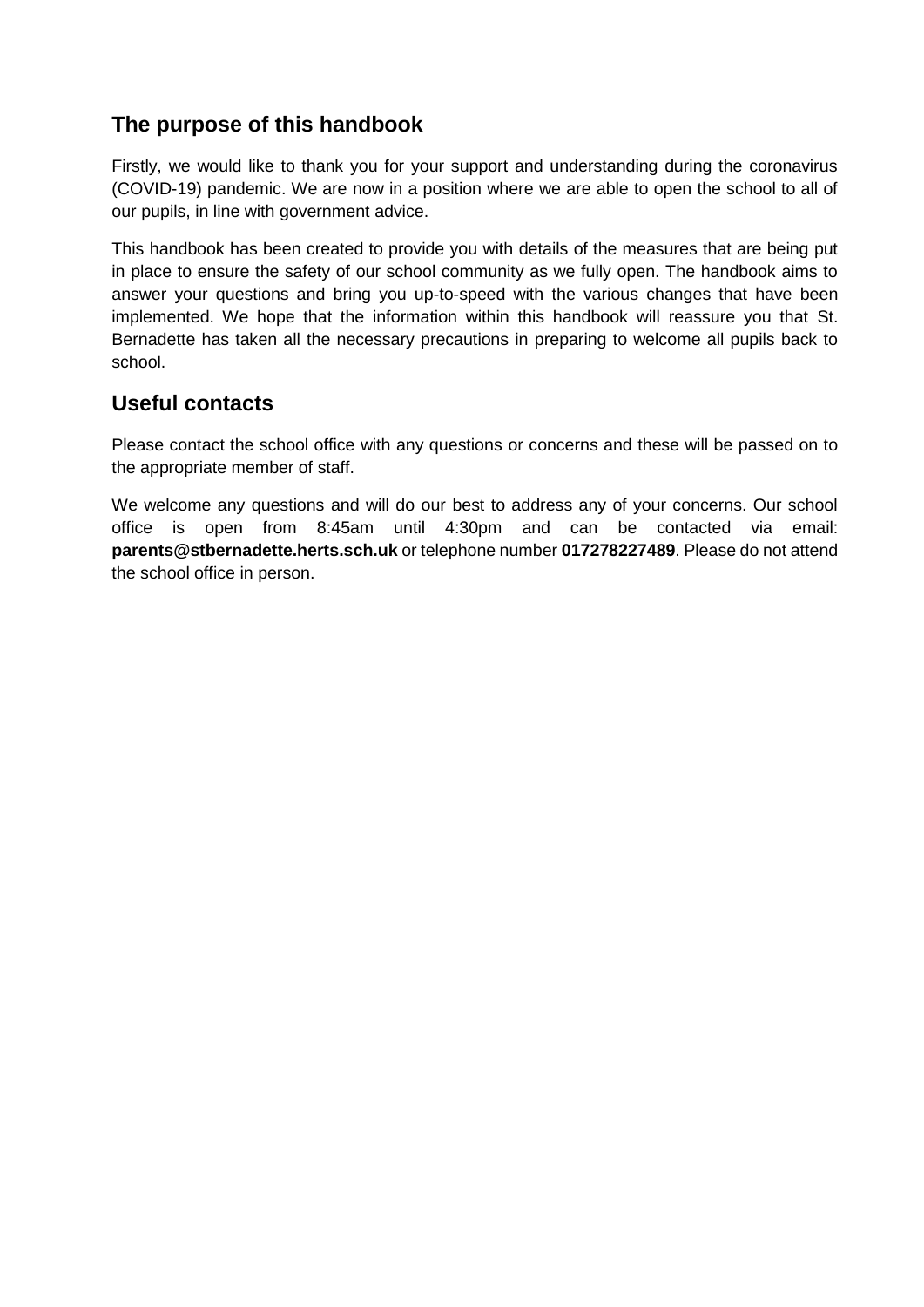## The purpose of this handbook

Firstly, we would like to thank you for your support and understanding during the coronavirus (COVID-19) pandemic. We are now in a position where we are able to open the school to all of our pupils, in line with government advice.

This handbook has been created to provide you with details of the measures that are being put in place to ensure the safety of our school community as we fully open. The handbook aims to answer your questions and bring you up-to-speed with the various changes that have been implemented. We hope that the information within this handbook will reassure you that St. Bernadette has taken all the necessary precautions in preparing to welcome all pupils back to school.

## Useful contacts

Please contact the school office with any questions or concerns and these will be passed on to the appropriate member of staff.

We welcome any questions and will do our best to address any of your concerns. Our school office is open from 8:45am until 4:30pm and can be contacted via email: **parents@stbernadette.herts.sch.uk** or telephone number **017278227489**. Please do not attend the school office in person.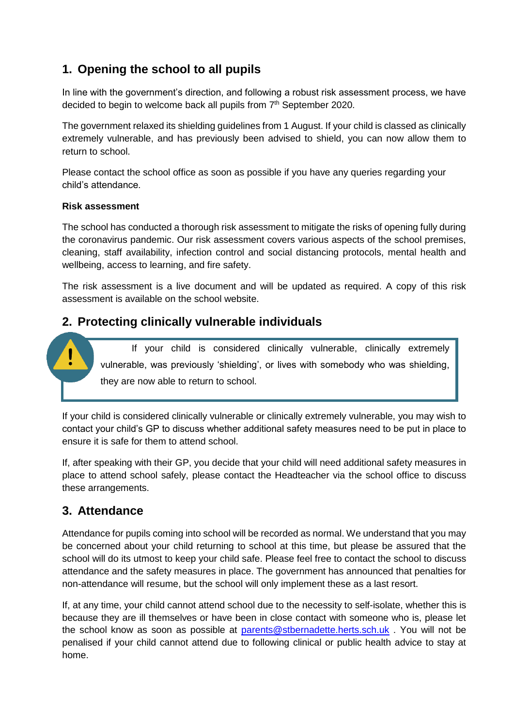## 1. Opening the school to all pupils

In line with the government's direction, and following a robust risk assessment process, we have decided to begin to welcome back all pupils from 7th September 2020.

The government relaxed its shielding guidelines from 1 August. If your child is classed as clinically extremely vulnerable, and has previously been advised to shield, you can now allow them to return to school.

Please contact the school office as soon as possible if you have any queries regarding your child's attendance.

**Risk assessment**

The school has conducted a thorough risk assessment to mitigate the risks of opening fully during the coronavirus pandemic. Our risk assessment covers various aspects of the school premises, cleaning, staff availability, infection control and social distancing protocols, mental health and wellbeing, access to learning, and fire safety.

The risk assessment is a live document and will be updated as required. A copy of this risk assessment is available on the school website.

## 2. Protecting clinically vulnerable individuals

If your child is considered clinically vulnerable, clinically extremely vulnerable, was previously 'shielding', or lives with somebody who was shielding, they are now able to return to school.

If your child is considered clinically vulnerable or clinically extremely vulnerable, you may wish to contact your child's GP to discuss whether additional safety measures need to be put in place to ensure it is safe for them to attend school.

If, after speaking with their GP, you decide that your child will need additional safety measures in place to attend school safely, please contact the Headteacher via the school office to discuss these arrangements.

## 3. Attendance

Attendance for pupils coming into school will be recorded as normal. We understand that you may be concerned about your child returning to school at this time, but please be assured that the school will do its utmost to keep your child safe. Please feel free to contact the school to discuss attendance and the safety measures in place. The government has announced that penalties for non-attendance will resume, but the school will only implement these as a last resort.

If, at any time, your child cannot attend school due to the necessity to self-isolate, whether this is because they are ill themselves or have been in close contact with someone who is, please let the school know as soon as possible at parents@stbernadette.herts.sch.uk . You will not be penalised if your child cannot attend due to following clinical or public health advice to stay at home.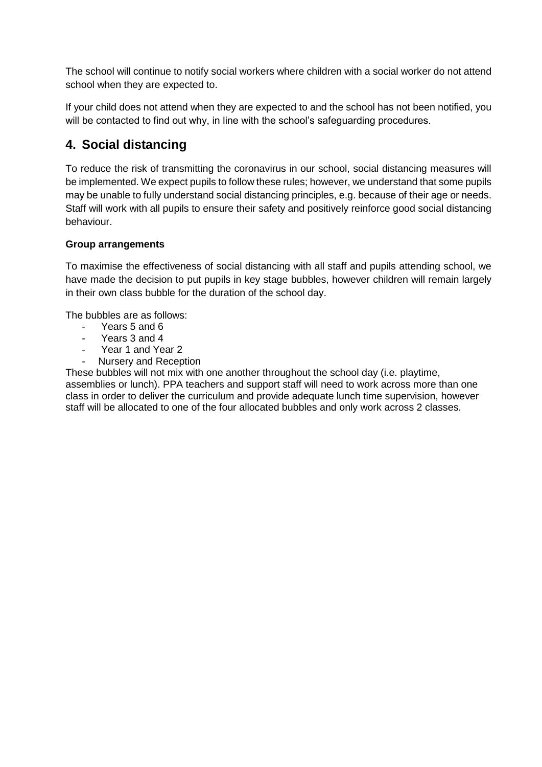The school will continue to notify social workers where children with a social worker do not attend school when they are expected to.

If your child does not attend when they are expected to and the school has not been notified, you will be contacted to find out why, in line with the school's safeguarding procedures.

## 4. Social distancing

To reduce the risk of transmitting the coronavirus in our school, social distancing measures will be implemented. We expect pupils to follow these rules; however, we understand that some pupils may be unable to fully understand social distancing principles, e.g. because of their age or needs. Staff will work with all pupils to ensure their safety and positively reinforce good social distancing behaviour.

**Group arrangements**

To maximise the effectiveness of social distancing with all staff and pupils attending school, we have made the decision to put pupils in key stage bubbles, however children will remain largely in their own class bubble for the duration of the school day.

The bubbles are as follows:

- Years 5 and 6
- Years 3 and 4
- Year 1 and Year 2
- Nursery and Reception

These bubbles will not mix with one another throughout the school day (i.e. playtime, assemblies or lunch). PPA teachers and support staff will need to work across more than one class in order to deliver the curriculum and provide adequate lunch time supervision, however staff will be allocated to one of the four allocated bubbles and only work across 2 classes.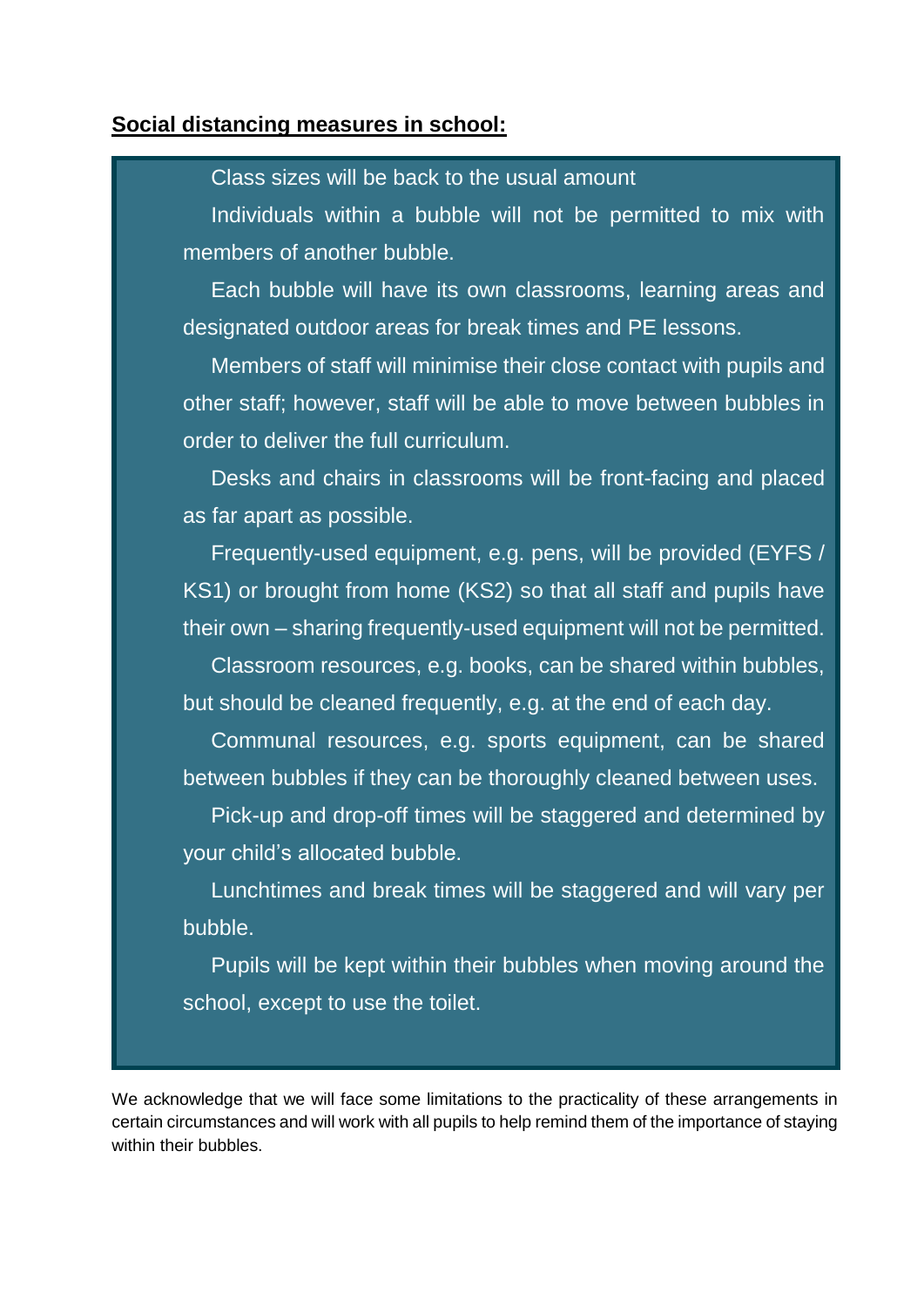## **Social distancing measures in school:**

- Class sizes will be back to the usual amount
- Individuals within a bubble will not be permitted to mix with members of another bubble.
- Each bubble will have its own classrooms, learning areas and designated outdoor areas for break times and PE lessons.
- Members of staff will minimise their close contact with pupils and other staff; however, staff will be able to move between bubbles in order to deliver the full curriculum.
- Desks and chairs in classrooms will be front-facing and placed as far apart as possible.
- Frequently-used equipment, e.g. pens, will be provided (EYFS / KS1) or brought from home (KS2) so that all staff and pupils have their own – sharing frequently-used equipment will not be permitted.
- Classroom resources, e.g. books, can be shared within bubbles, but should be cleaned frequently, e.g. at the end of each day.
- Communal resources, e.g. sports equipment, can be shared between bubbles if they can be thoroughly cleaned between uses.
- Pick-up and drop-off times will be staggered and determined by your child's allocated bubble.
- Lunchtimes and break times will be staggered and will vary per bubble.
- Pupils will be kept within their bubbles when moving around the school, except to use the toilet.

We acknowledge that we will face some limitations to the practicality of these arrangements in certain circumstances and will work with all pupils to help remind them of the importance of staying within their bubbles.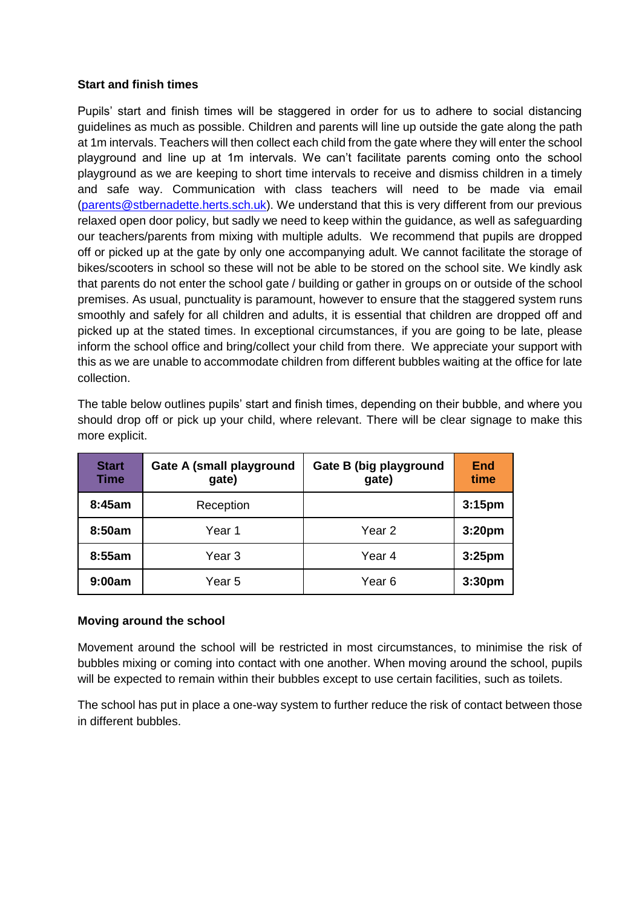**Start and finish times**

Pupils' start and finish times will be staggered in order for us to adhere to social distancing guidelines as much as possible. Children and parents will line up outside the gate along the path at 1m intervals. Teachers will then collect each child from the gate where they will enter the school playground and line up at 1m intervals. We can't facilitate parents coming onto the school playground as we are keeping to short time intervals to receive and dismiss children in a timely and safe way. Communication with class teachers will need to be made via email (parents@stbernadette.herts.sch.uk). We understand that this is very different from our previous relaxed open door policy, but sadly we need to keep within the guidance, as well as safeguarding our teachers/parents from mixing with multiple adults. We recommend that pupils are dropped off or picked up at the gate by only one accompanying adult. We cannot facilitate the storage of bikes/scooters in school so these will not be able to be stored on the school site. We kindly ask that parents do not enter the school gate / building or gather in groups on or outside of the school premises. As usual, punctuality is paramount, however to ensure that the staggered system runs smoothly and safely for all children and adults, it is essential that children are dropped off and picked up at the stated times. In exceptional circumstances, if you are going to be late, please inform the school office and bring/collect your child from there. We appreciate your support with this as we are unable to accommodate children from different bubbles waiting at the office for late collection.

The table below outlines pupils' start and finish times, depending on their bubble, and where you should drop off or pick up your child, where relevant. There will be clear signage to make this more explicit.

| Start Time | Gate A (small playground gate) | Gate B (big playground gate) | End time |
|---|---|---|---|
| **8:45am** | Reception | | **3:15pm** |
| **8:50am** | Year 1 | Year 2 | **3:20pm** |
| **8:55am** | Year 3 | Year 4 | **3:25pm** |
| **9:00am** | Year 5 | Year 6 | **3:30pm** |

**Moving around the school**

Movement around the school will be restricted in most circumstances, to minimise the risk of bubbles mixing or coming into contact with one another. When moving around the school, pupils will be expected to remain within their bubbles except to use certain facilities, such as toilets.

The school has put in place a one-way system to further reduce the risk of contact between those in different bubbles.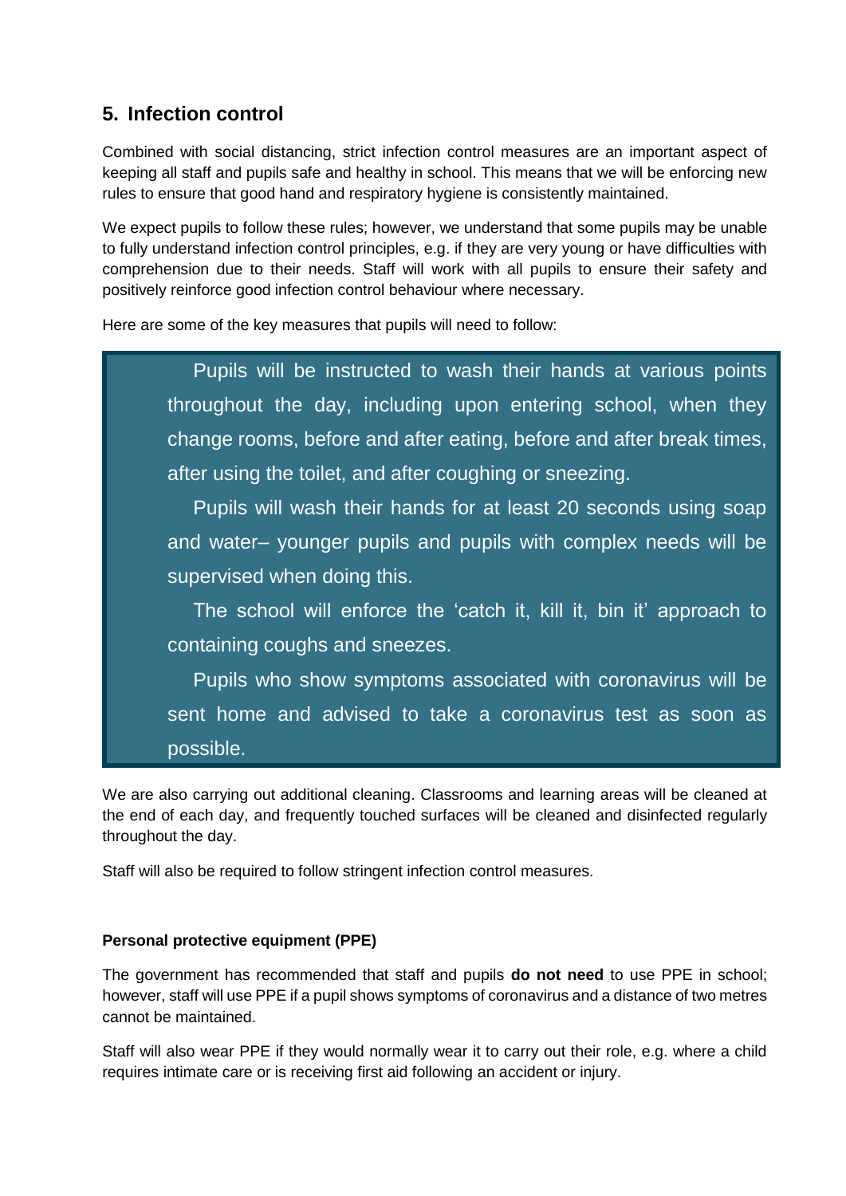## 5. Infection control

Combined with social distancing, strict infection control measures are an important aspect of keeping all staff and pupils safe and healthy in school. This means that we will be enforcing new rules to ensure that good hand and respiratory hygiene is consistently maintained.

We expect pupils to follow these rules; however, we understand that some pupils may be unable to fully understand infection control principles, e.g. if they are very young or have difficulties with comprehension due to their needs. Staff will work with all pupils to ensure their safety and positively reinforce good infection control behaviour where necessary.

Here are some of the key measures that pupils will need to follow:

- Pupils will be instructed to wash their hands at various points throughout the day, including upon entering school, when they change rooms, before and after eating, before and after break times, after using the toilet, and after coughing or sneezing.
- Pupils will wash their hands for at least 20 seconds using soap and water– younger pupils and pupils with complex needs will be supervised when doing this.
- The school will enforce the 'catch it, kill it, bin it' approach to containing coughs and sneezes.
- Pupils who show symptoms associated with coronavirus will be sent home and advised to take a coronavirus test as soon as possible.

We are also carrying out additional cleaning. Classrooms and learning areas will be cleaned at the end of each day, and frequently touched surfaces will be cleaned and disinfected regularly throughout the day.

Staff will also be required to follow stringent infection control measures.

**Personal protective equipment (PPE)**

The government has recommended that staff and pupils **do not need** to use PPE in school; however, staff will use PPE if a pupil shows symptoms of coronavirus and a distance of two metres cannot be maintained.

Staff will also wear PPE if they would normally wear it to carry out their role, e.g. where a child requires intimate care or is receiving first aid following an accident or injury.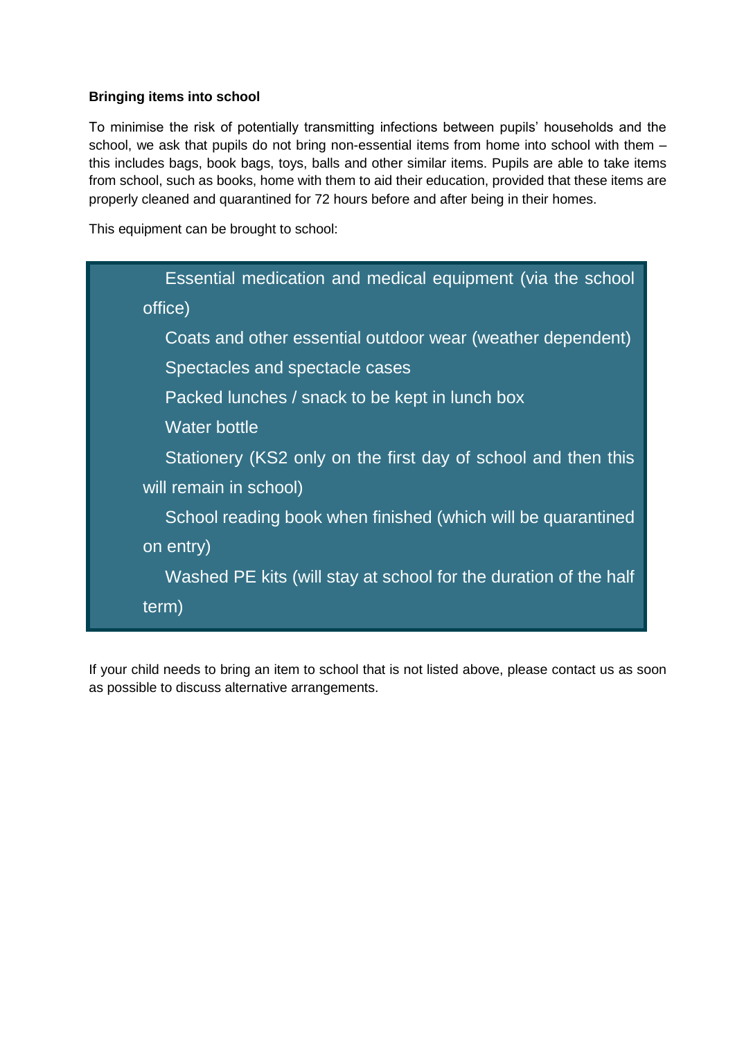**Bringing items into school**

To minimise the risk of potentially transmitting infections between pupils' households and the school, we ask that pupils do not bring non-essential items from home into school with them – this includes bags, book bags, toys, balls and other similar items. Pupils are able to take items from school, such as books, home with them to aid their education, provided that these items are properly cleaned and quarantined for 72 hours before and after being in their homes.

This equipment can be brought to school:

- Essential medication and medical equipment (via the school office)
- Coats and other essential outdoor wear (weather dependent)
- Spectacles and spectacle cases
- Packed lunches / snack to be kept in lunch box
- Water bottle
- Stationery (KS2 only on the first day of school and then this will remain in school)
- School reading book when finished (which will be quarantined on entry)
- Washed PE kits (will stay at school for the duration of the half term)

If your child needs to bring an item to school that is not listed above, please contact us as soon as possible to discuss alternative arrangements.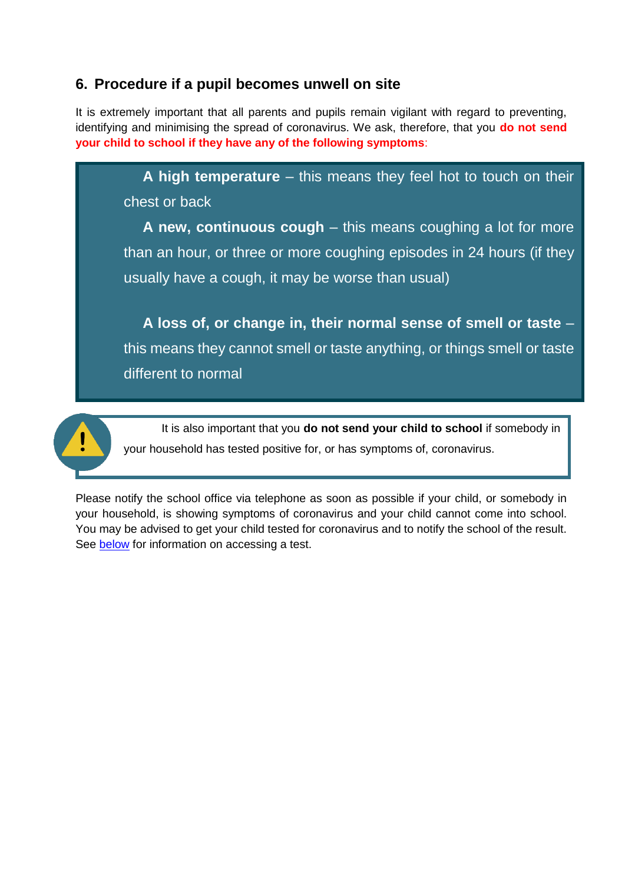## 6. Procedure if a pupil becomes unwell on site

It is extremely important that all parents and pupils remain vigilant with regard to preventing, identifying and minimising the spread of coronavirus. We ask, therefore, that you **do not send your child to school if they have any of the following symptoms**:

- **A high temperature** – this means they feel hot to touch on their chest or back
- **A new, continuous cough** – this means coughing a lot for more than an hour, or three or more coughing episodes in 24 hours (if they usually have a cough, it may be worse than usual)
- **A loss of, or change in, their normal sense of smell or taste** – this means they cannot smell or taste anything, or things smell or taste different to normal

It is also important that you **do not send your child to school** if somebody in your household has tested positive for, or has symptoms of, coronavirus.

Please notify the school office via telephone as soon as possible if your child, or somebody in your household, is showing symptoms of coronavirus and your child cannot come into school. You may be advised to get your child tested for coronavirus and to notify the school of the result. See below for information on accessing a test.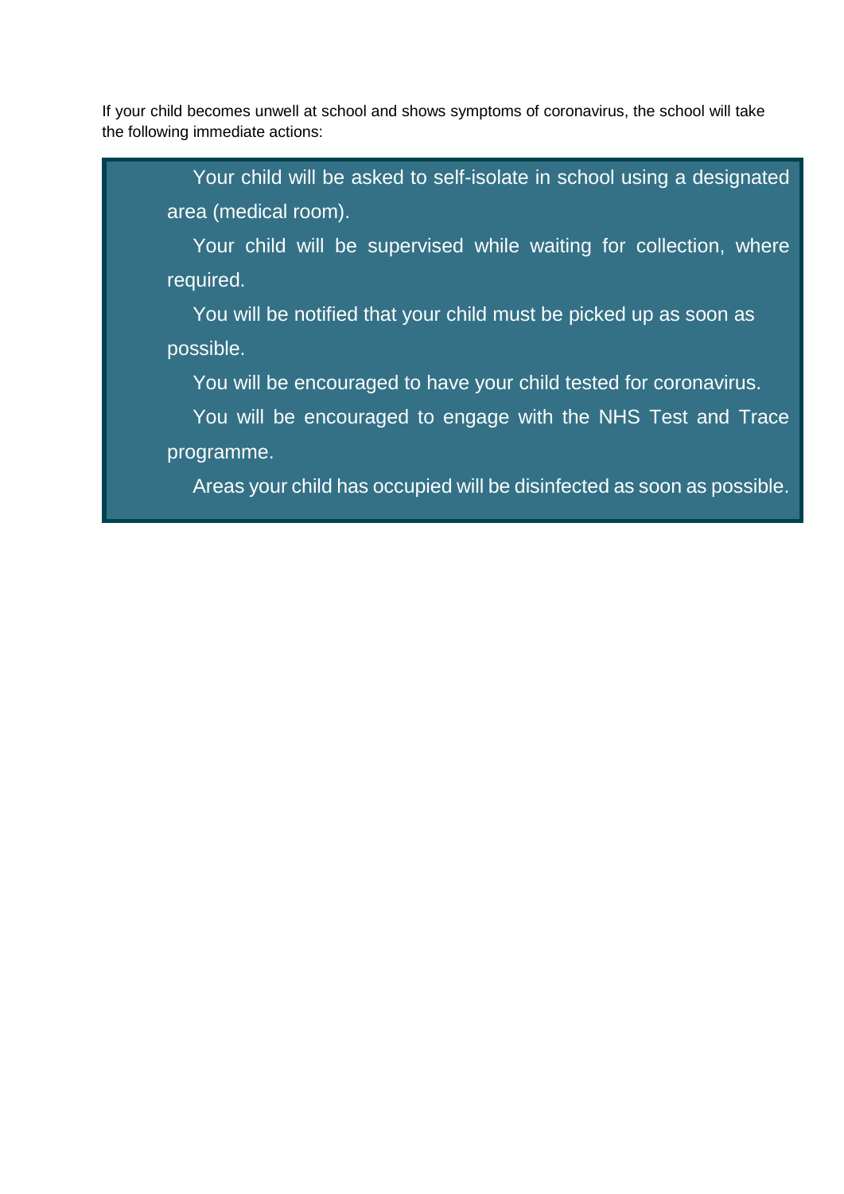If your child becomes unwell at school and shows symptoms of coronavirus, the school will take the following immediate actions:

- Your child will be asked to self-isolate in school using a designated area (medical room).
- Your child will be supervised while waiting for collection, where required.
- You will be notified that your child must be picked up as soon as possible.
- You will be encouraged to have your child tested for coronavirus.
- You will be encouraged to engage with the NHS Test and Trace programme.
- Areas your child has occupied will be disinfected as soon as possible.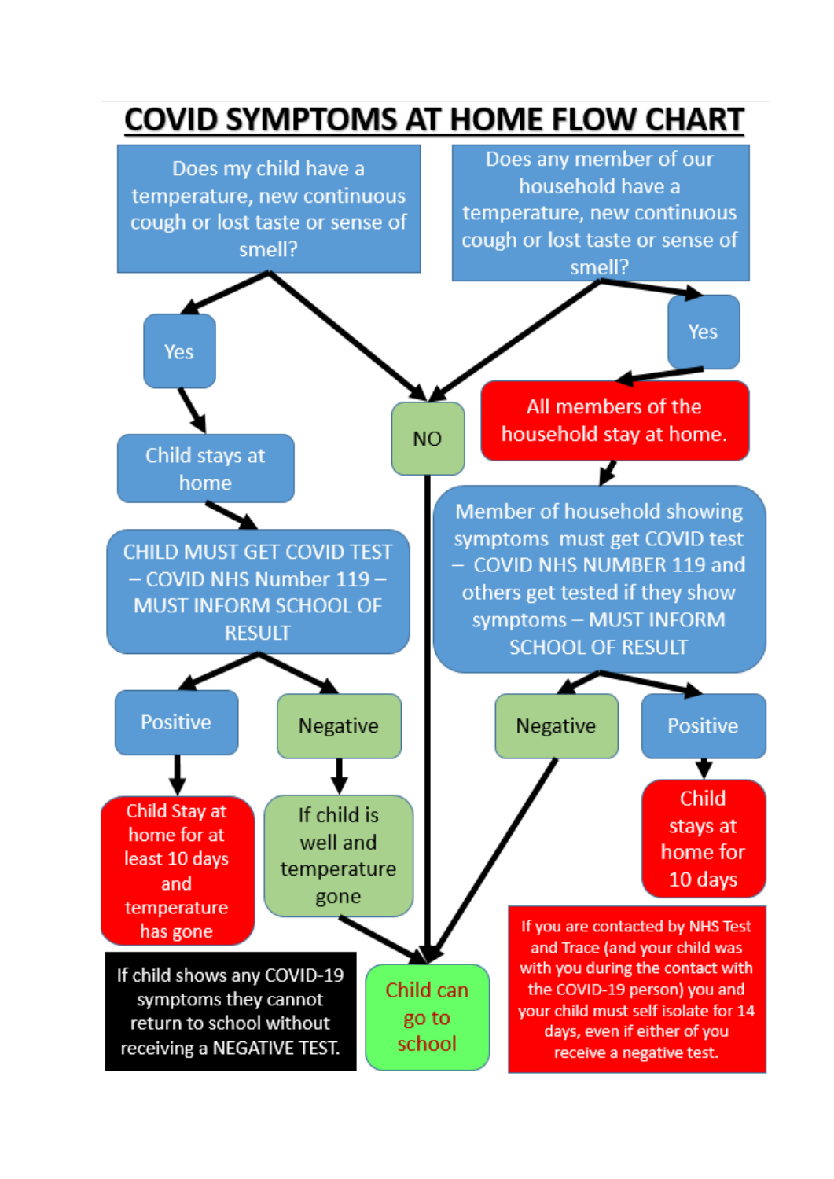# COVID SYMPTOMS AT HOME FLOW CHART

Does my child have a temperature, new continuous cough or lost taste or sense of smell?

Yes

Child stays at home

CHILD MUST GET COVID TEST – COVID NHS Number 119 – MUST INFORM SCHOOL OF RESULT

Positive

Child Stay at home for at least 10 days and temperature has gone

Negative

If child is well and temperature gone

NO

Does any member of our household have a temperature, new continuous cough or lost taste or sense of smell?

Yes

All members of the household stay at home.

Member of household showing symptoms must get COVID test – COVID NHS NUMBER 119 and others get tested if they show symptoms – MUST INFORM SCHOOL OF RESULT

Negative

Positive

Child stays at home for 10 days

Child can go to school

If child shows any COVID-19 symptoms they cannot return to school without receiving a NEGATIVE TEST.

If you are contacted by NHS Test and Trace (and your child was with you during the contact with the COVID-19 person) you and your child must self isolate for 14 days, even if either of you receive a negative test.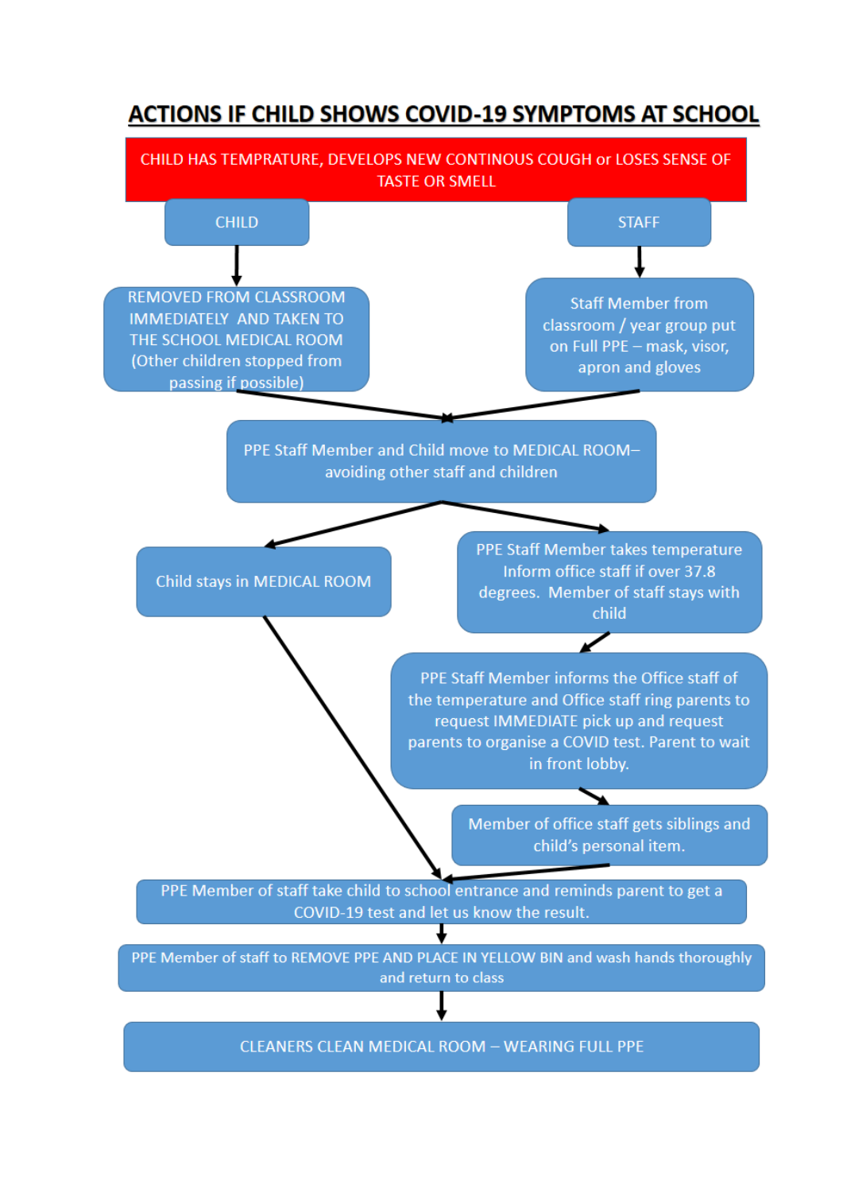# ACTIONS IF CHILD SHOWS COVID-19 SYMPTOMS AT SCHOOL

**CHILD HAS TEMPRATURE, DEVELOPS NEW CONTINOUS COUGH or LOSES SENSE OF TASTE OR SMELL**

**CHILD**

REMOVED FROM CLASSROOM IMMEDIATELY AND TAKEN TO THE SCHOOL MEDICAL ROOM (Other children stopped from passing if possible)

**STAFF**

Staff Member from classroom / year group put on Full PPE – mask, visor, apron and gloves

PPE Staff Member and Child move to MEDICAL ROOM– avoiding other staff and children

Child stays in MEDICAL ROOM

PPE Staff Member takes temperature Inform office staff if over 37.8 degrees. Member of staff stays with child

PPE Staff Member informs the Office staff of the temperature and Office staff ring parents to request IMMEDIATE pick up and request parents to organise a COVID test. Parent to wait in front lobby.

Member of office staff gets siblings and child's personal item.

PPE Member of staff take child to school entrance and reminds parent to get a COVID-19 test and let us know the result.

PPE Member of staff to REMOVE PPE AND PLACE IN YELLOW BIN and wash hands thoroughly and return to class

CLEANERS CLEAN MEDICAL ROOM – WEARING FULL PPE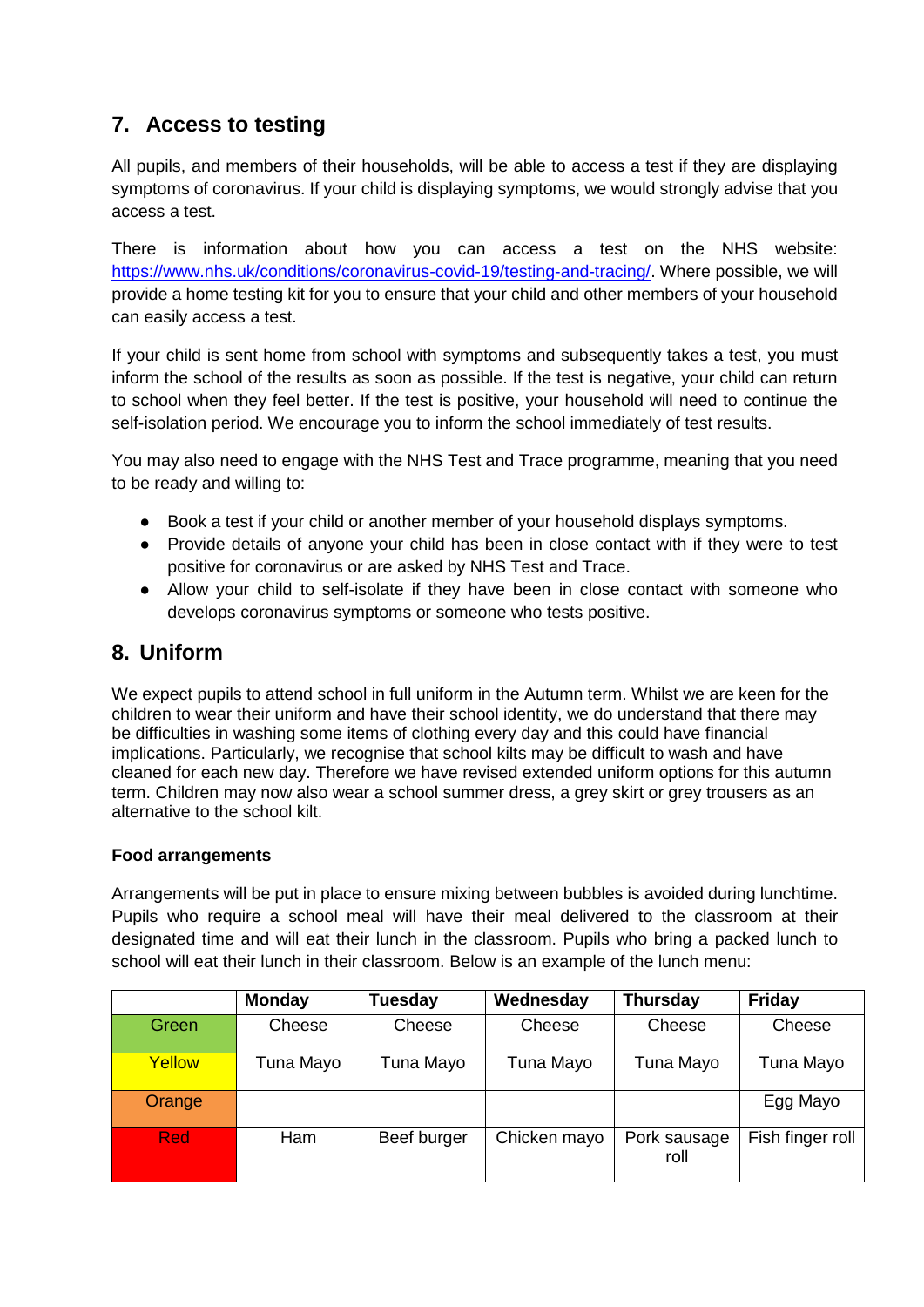## 7. Access to testing

All pupils, and members of their households, will be able to access a test if they are displaying symptoms of coronavirus. If your child is displaying symptoms, we would strongly advise that you access a test.

There is information about how you can access a test on the NHS website: https://www.nhs.uk/conditions/coronavirus-covid-19/testing-and-tracing/. Where possible, we will provide a home testing kit for you to ensure that your child and other members of your household can easily access a test.

If your child is sent home from school with symptoms and subsequently takes a test, you must inform the school of the results as soon as possible. If the test is negative, your child can return to school when they feel better. If the test is positive, your household will need to continue the self-isolation period. We encourage you to inform the school immediately of test results.

You may also need to engage with the NHS Test and Trace programme, meaning that you need to be ready and willing to:

- Book a test if your child or another member of your household displays symptoms.
- Provide details of anyone your child has been in close contact with if they were to test positive for coronavirus or are asked by NHS Test and Trace.
- Allow your child to self-isolate if they have been in close contact with someone who develops coronavirus symptoms or someone who tests positive.

## 8. Uniform

We expect pupils to attend school in full uniform in the Autumn term. Whilst we are keen for the children to wear their uniform and have their school identity, we do understand that there may be difficulties in washing some items of clothing every day and this could have financial implications. Particularly, we recognise that school kilts may be difficult to wash and have cleaned for each new day. Therefore we have revised extended uniform options for this autumn term. Children may now also wear a school summer dress, a grey skirt or grey trousers as an alternative to the school kilt.

**Food arrangements**

Arrangements will be put in place to ensure mixing between bubbles is avoided during lunchtime. Pupils who require a school meal will have their meal delivered to the classroom at their designated time and will eat their lunch in the classroom. Pupils who bring a packed lunch to school will eat their lunch in their classroom. Below is an example of the lunch menu:

| | Monday | Tuesday | Wednesday | Thursday | Friday |
|---|---|---|---|---|---|
| Green | Cheese | Cheese | Cheese | Cheese | Cheese |
| Yellow | Tuna Mayo | Tuna Mayo | Tuna Mayo | Tuna Mayo | Tuna Mayo |
| Orange | | | | | Egg Mayo |
| Red | Ham | Beef burger | Chicken mayo | Pork sausage roll | Fish finger roll |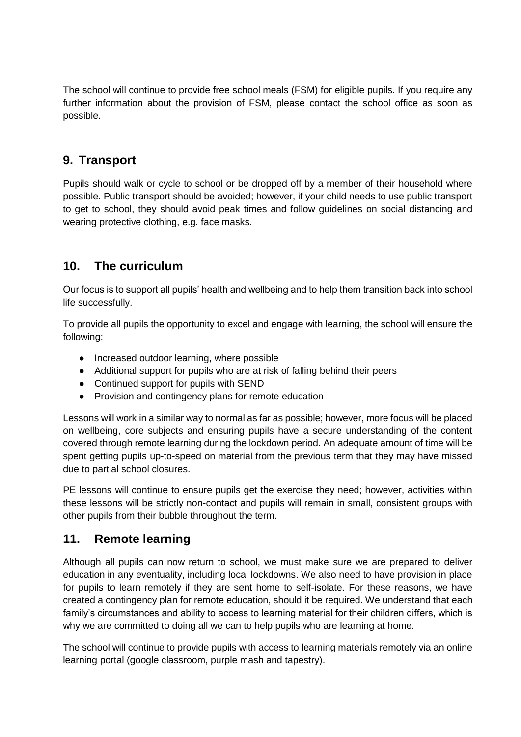The school will continue to provide free school meals (FSM) for eligible pupils. If you require any further information about the provision of FSM, please contact the school office as soon as possible.

## 9. Transport

Pupils should walk or cycle to school or be dropped off by a member of their household where possible. Public transport should be avoided; however, if your child needs to use public transport to get to school, they should avoid peak times and follow guidelines on social distancing and wearing protective clothing, e.g. face masks.

## 10. The curriculum

Our focus is to support all pupils' health and wellbeing and to help them transition back into school life successfully.

To provide all pupils the opportunity to excel and engage with learning, the school will ensure the following:

- Increased outdoor learning, where possible
- Additional support for pupils who are at risk of falling behind their peers
- Continued support for pupils with SEND
- Provision and contingency plans for remote education

Lessons will work in a similar way to normal as far as possible; however, more focus will be placed on wellbeing, core subjects and ensuring pupils have a secure understanding of the content covered through remote learning during the lockdown period. An adequate amount of time will be spent getting pupils up-to-speed on material from the previous term that they may have missed due to partial school closures.

PE lessons will continue to ensure pupils get the exercise they need; however, activities within these lessons will be strictly non-contact and pupils will remain in small, consistent groups with other pupils from their bubble throughout the term.

## 11. Remote learning

Although all pupils can now return to school, we must make sure we are prepared to deliver education in any eventuality, including local lockdowns. We also need to have provision in place for pupils to learn remotely if they are sent home to self-isolate. For these reasons, we have created a contingency plan for remote education, should it be required. We understand that each family's circumstances and ability to access to learning material for their children differs, which is why we are committed to doing all we can to help pupils who are learning at home.

The school will continue to provide pupils with access to learning materials remotely via an online learning portal (google classroom, purple mash and tapestry).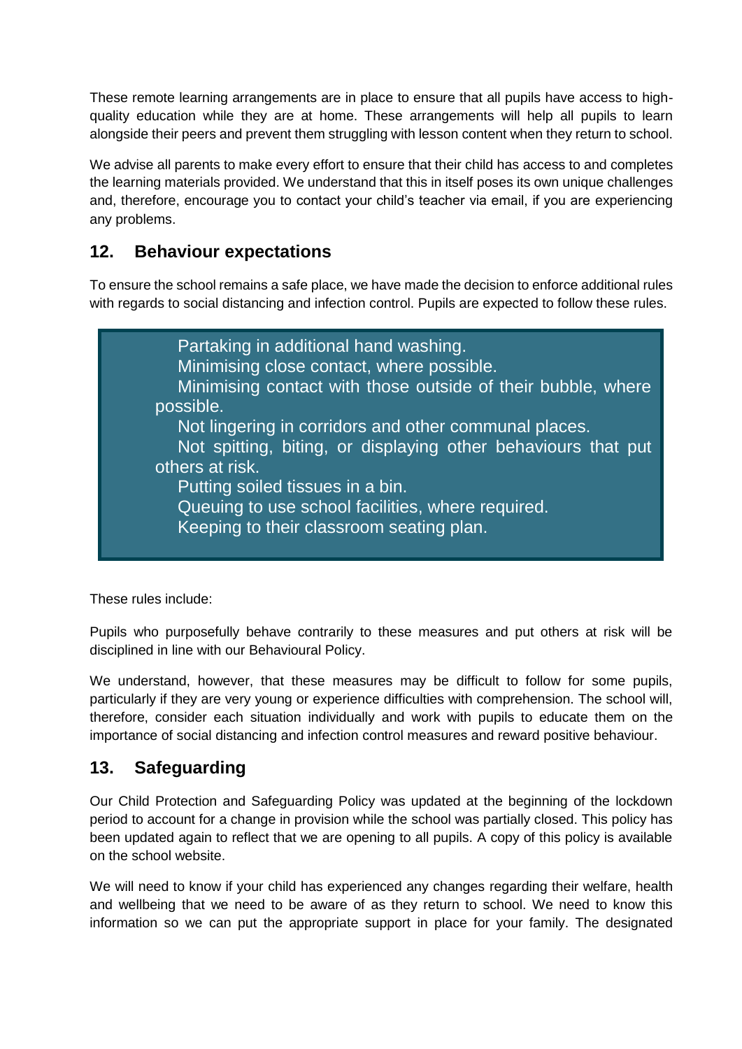These remote learning arrangements are in place to ensure that all pupils have access to high-quality education while they are at home. These arrangements will help all pupils to learn alongside their peers and prevent them struggling with lesson content when they return to school.

We advise all parents to make every effort to ensure that their child has access to and completes the learning materials provided. We understand that this in itself poses its own unique challenges and, therefore, encourage you to contact your child's teacher via email, if you are experiencing any problems.

## 12. Behaviour expectations

To ensure the school remains a safe place, we have made the decision to enforce additional rules with regards to social distancing and infection control. Pupils are expected to follow these rules.

- Partaking in additional hand washing.
- Minimising close contact, where possible.
- Minimising contact with those outside of their bubble, where possible.
- Not lingering in corridors and other communal places.
- Not spitting, biting, or displaying other behaviours that put others at risk.
- Putting soiled tissues in a bin.
- Queuing to use school facilities, where required.
- Keeping to their classroom seating plan.

These rules include:

Pupils who purposefully behave contrarily to these measures and put others at risk will be disciplined in line with our Behavioural Policy.

We understand, however, that these measures may be difficult to follow for some pupils, particularly if they are very young or experience difficulties with comprehension. The school will, therefore, consider each situation individually and work with pupils to educate them on the importance of social distancing and infection control measures and reward positive behaviour.

## 13. Safeguarding

Our Child Protection and Safeguarding Policy was updated at the beginning of the lockdown period to account for a change in provision while the school was partially closed. This policy has been updated again to reflect that we are opening to all pupils. A copy of this policy is available on the school website.

We will need to know if your child has experienced any changes regarding their welfare, health and wellbeing that we need to be aware of as they return to school. We need to know this information so we can put the appropriate support in place for your family. The designated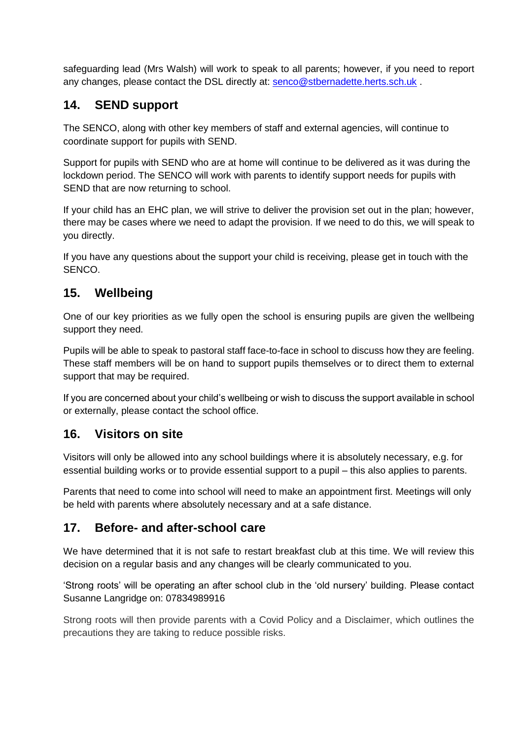safeguarding lead (Mrs Walsh) will work to speak to all parents; however, if you need to report any changes, please contact the DSL directly at: senco@stbernadette.herts.sch.uk .

## 14. SEND support

The SENCO, along with other key members of staff and external agencies, will continue to coordinate support for pupils with SEND.

Support for pupils with SEND who are at home will continue to be delivered as it was during the lockdown period. The SENCO will work with parents to identify support needs for pupils with SEND that are now returning to school.

If your child has an EHC plan, we will strive to deliver the provision set out in the plan; however, there may be cases where we need to adapt the provision. If we need to do this, we will speak to you directly.

If you have any questions about the support your child is receiving, please get in touch with the SENCO.

## 15. Wellbeing

One of our key priorities as we fully open the school is ensuring pupils are given the wellbeing support they need.

Pupils will be able to speak to pastoral staff face-to-face in school to discuss how they are feeling. These staff members will be on hand to support pupils themselves or to direct them to external support that may be required.

If you are concerned about your child's wellbeing or wish to discuss the support available in school or externally, please contact the school office.

## 16. Visitors on site

Visitors will only be allowed into any school buildings where it is absolutely necessary, e.g. for essential building works or to provide essential support to a pupil – this also applies to parents.

Parents that need to come into school will need to make an appointment first. Meetings will only be held with parents where absolutely necessary and at a safe distance.

## 17. Before- and after-school care

We have determined that it is not safe to restart breakfast club at this time. We will review this decision on a regular basis and any changes will be clearly communicated to you.

'Strong roots' will be operating an after school club in the 'old nursery' building. Please contact Susanne Langridge on: 07834989916

Strong roots will then provide parents with a Covid Policy and a Disclaimer, which outlines the precautions they are taking to reduce possible risks.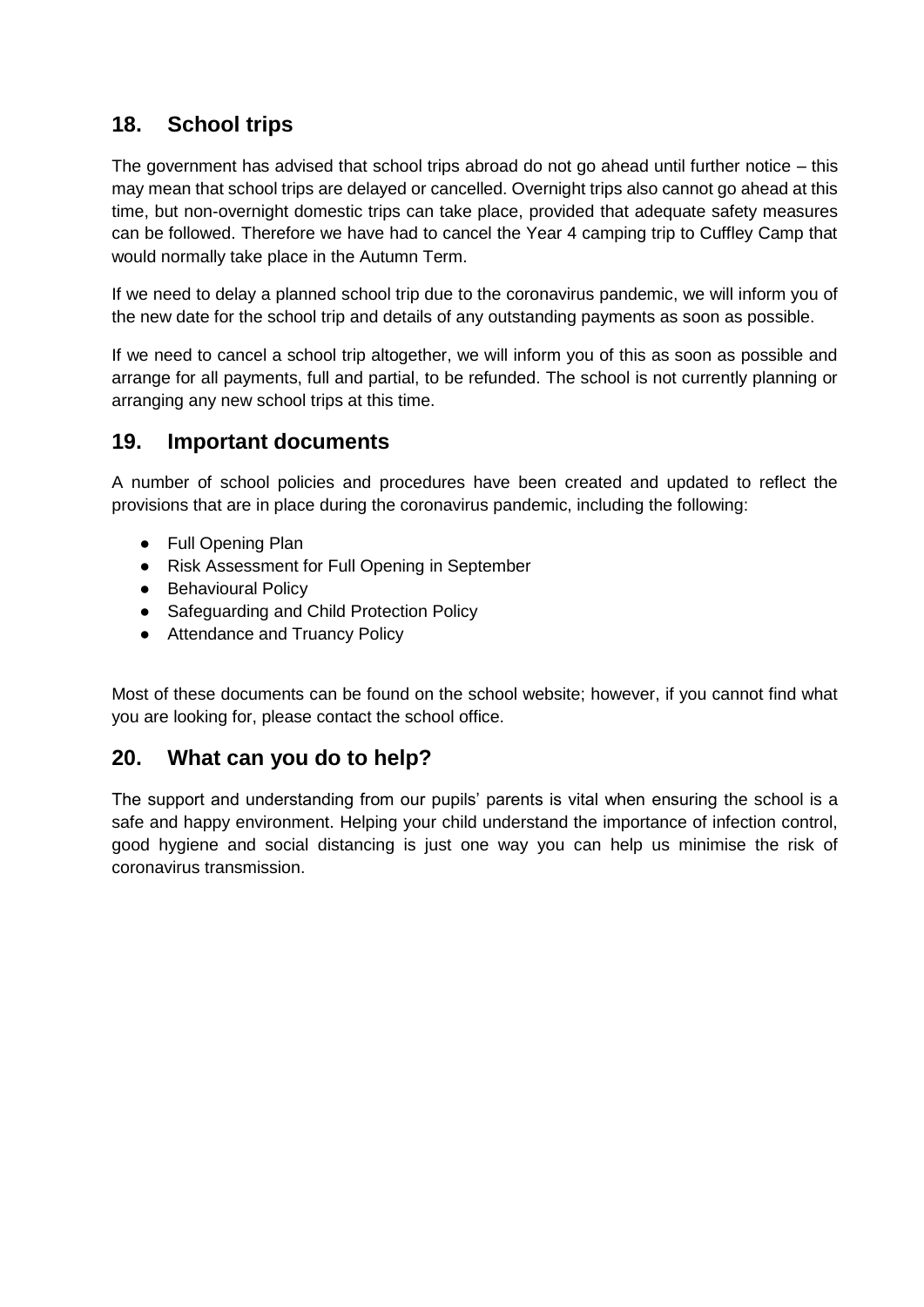## 18. School trips

The government has advised that school trips abroad do not go ahead until further notice – this may mean that school trips are delayed or cancelled. Overnight trips also cannot go ahead at this time, but non-overnight domestic trips can take place, provided that adequate safety measures can be followed. Therefore we have had to cancel the Year 4 camping trip to Cuffley Camp that would normally take place in the Autumn Term.

If we need to delay a planned school trip due to the coronavirus pandemic, we will inform you of the new date for the school trip and details of any outstanding payments as soon as possible.

If we need to cancel a school trip altogether, we will inform you of this as soon as possible and arrange for all payments, full and partial, to be refunded. The school is not currently planning or arranging any new school trips at this time.

## 19. Important documents

A number of school policies and procedures have been created and updated to reflect the provisions that are in place during the coronavirus pandemic, including the following:

- Full Opening Plan
- Risk Assessment for Full Opening in September
- Behavioural Policy
- Safeguarding and Child Protection Policy
- Attendance and Truancy Policy

Most of these documents can be found on the school website; however, if you cannot find what you are looking for, please contact the school office.

## 20. What can you do to help?

The support and understanding from our pupils' parents is vital when ensuring the school is a safe and happy environment. Helping your child understand the importance of infection control, good hygiene and social distancing is just one way you can help us minimise the risk of coronavirus transmission.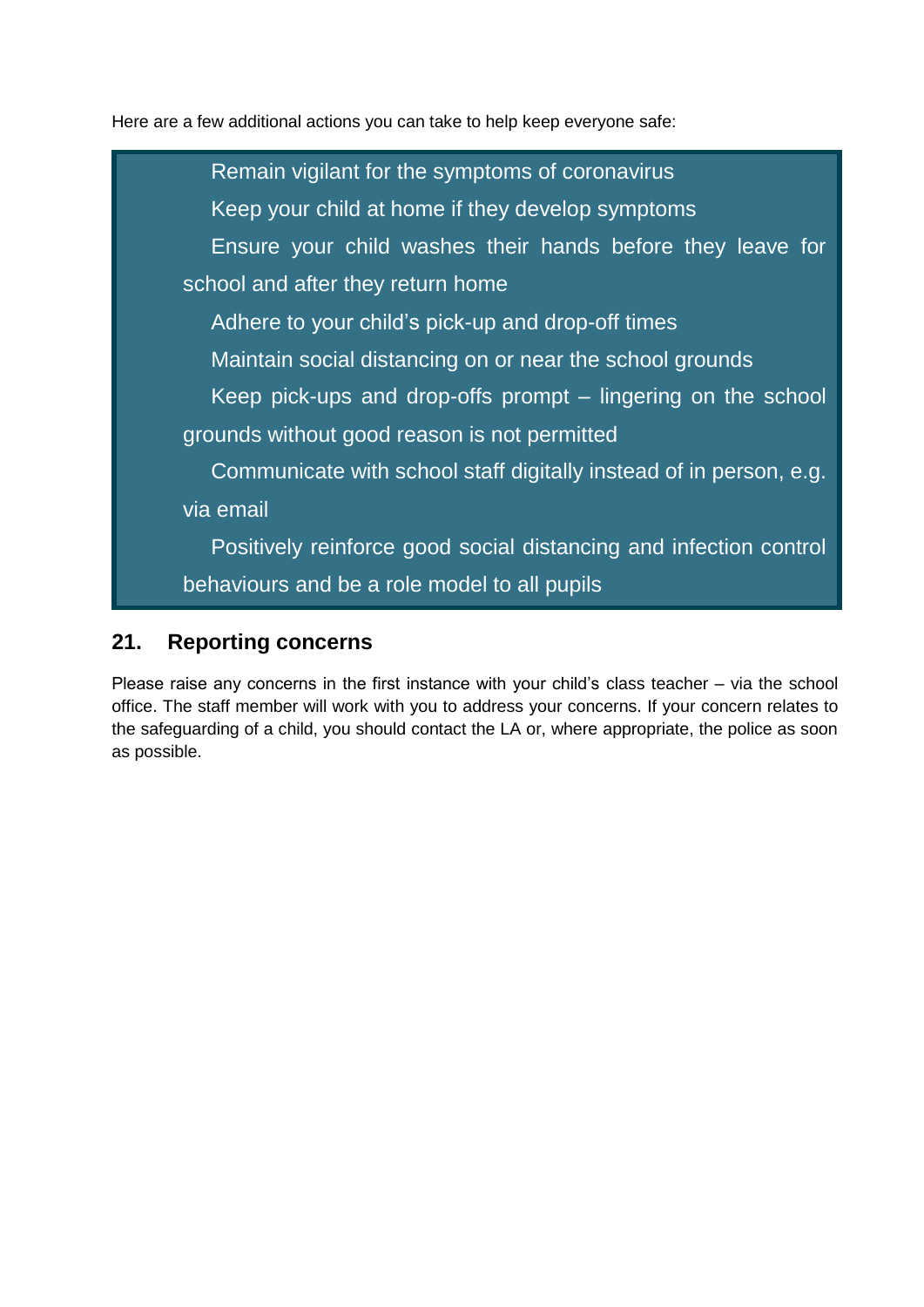Here are a few additional actions you can take to help keep everyone safe:

- Remain vigilant for the symptoms of coronavirus
- Keep your child at home if they develop symptoms
- Ensure your child washes their hands before they leave for school and after they return home
- Adhere to your child's pick-up and drop-off times
- Maintain social distancing on or near the school grounds
- Keep pick-ups and drop-offs prompt – lingering on the school grounds without good reason is not permitted
- Communicate with school staff digitally instead of in person, e.g. via email
- Positively reinforce good social distancing and infection control behaviours and be a role model to all pupils

## 21. Reporting concerns

Please raise any concerns in the first instance with your child's class teacher – via the school office. The staff member will work with you to address your concerns. If your concern relates to the safeguarding of a child, you should contact the LA or, where appropriate, the police as soon as possible.